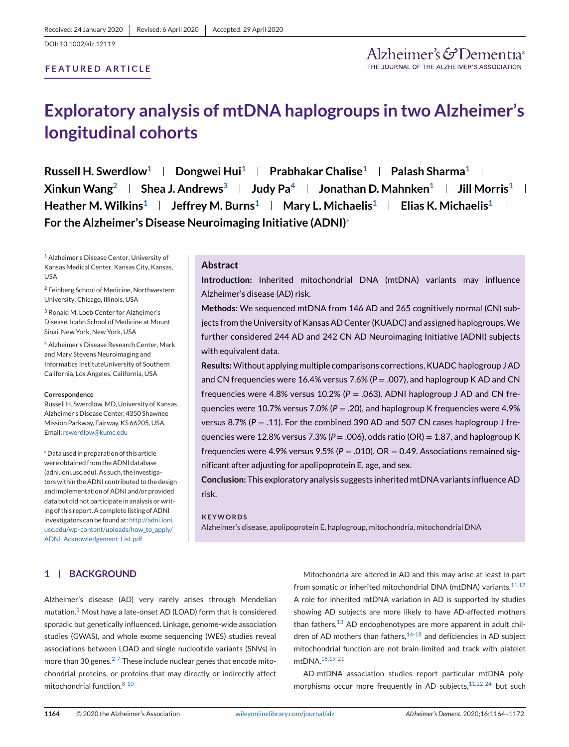Received: 24 January 2020 | Revised: 6 April 2020 | Accepted: 29 April 2020

DOI: 10.1002/alz.12119

FEATURED ARTICLE

# Exploratory analysis of mtDNA haplogroups in two Alzheimer's longitudinal cohorts

**Russell H. Swerdlow[1] | Dongwei Hui[1] | Prabhakar Chalise[1] | Palash Sharma[1] | Xinkun Wang[2] | Shea J. Andrews[3] | Judy Pa[4] | Jonathan D. Mahnken[1] | Jill Morris[1] | Heather M. Wilkins[1] | Jeffrey M. Burns[1] | Mary L. Michaelis[1] | Elias K. Michaelis[1] | For the Alzheimer's Disease Neuroimaging Initiative (ADNI)[*]**

[1] Alzheimer's Disease Center, University of Kansas Medical Center, Kansas City, Kansas, USA

[2] Feinberg School of Medicine, Northwestern University, Chicago, Illinois, USA

[3] Ronald M. Loeb Center for Alzheimer's Disease, Icahn School of Medicine at Mount Sinai, New York, New York, USA

[4] Alzheimer's Disease Research Center, Mark and Mary Stevens Neuroimaging and Informatics InstituteUniversity of Southern California, Los Angeles, California, USA

**Correspondence**

Russell H. Swerdlow, MD, University of Kansas Alzheimer's Disease Center, 4350 Shawnee Mission Parkway, Fairway, KS 66205, USA.
Email: rswerdlow@kumc.edu

[*] Data used in preparation of this article were obtained from the ADNI database (adni.loni.usc.edu). As such, the investigators within the ADNI contributed to the design and implementation of ADNI and/or provided data but did not participate in analysis or writing of this report. A complete listing of ADNI investigators can be found at: http://adni.loni.usc.edu/wp-content/uploads/how_to_apply/ADNI_Acknowledgement_List.pdf

## Abstract

**Introduction:** Inherited mitochondrial DNA (mtDNA) variants may influence Alzheimer's disease (AD) risk.

**Methods:** We sequenced mtDNA from 146 AD and 265 cognitively normal (CN) subjects from the University of Kansas AD Center (KUADC) and assigned haplogroups. We further considered 244 AD and 242 CN AD Neuroimaging Initiative (ADNI) subjects with equivalent data.

**Results:** Without applying multiple comparisons corrections, KUADC haplogroup J AD and CN frequencies were 16.4% versus 7.6% ($P = .007$), and haplogroup K AD and CN frequencies were 4.8% versus 10.2% ($P = .063$). ADNI haplogroup J AD and CN frequencies were 10.7% versus 7.0% ($P = .20$), and haplogroup K frequencies were 4.9% versus 8.7% ($P = .11$). For the combined 390 AD and 507 CN cases haplogroup J frequencies were 12.8% versus 7.3% ($P = .006$), odds ratio (OR) = 1.87, and haplogroup K frequencies were 4.9% versus 9.5% ($P = .010$), OR = 0.49. Associations remained significant after adjusting for apolipoprotein E, age, and sex.

**Conclusion:** This exploratory analysis suggests inherited mtDNA variants influence AD risk.

**KEYWORDS**

Alzheimer's disease, apolipoprotein E, haplogroup, mitochondria, mitochondrial DNA

## 1 | BACKGROUND

Alzheimer's disease (AD) very rarely arises through Mendelian mutation.[1] Most have a late-onset AD (LOAD) form that is considered sporadic but genetically influenced. Linkage, genome-wide association studies (GWAS), and whole exome sequencing (WES) studies reveal associations between LOAD and single nucleotide variants (SNVs) in more than 30 genes.[2-7] These include nuclear genes that encode mitochondrial proteins, or proteins that may directly or indirectly affect mitochondrial function.[8-10]

Mitochondria are altered in AD and this may arise at least in part from somatic or inherited mitochondrial DNA (mtDNA) variants.[11,12] A role for inherited mtDNA variation in AD is supported by studies showing AD subjects are more likely to have AD-affected mothers than fathers,[13] AD endophenotypes are more apparent in adult children of AD mothers than fathers,[14-18] and deficiencies in AD subject mitochondrial function are not brain-limited and track with platelet mtDNA.[15,19-21]

AD-mtDNA association studies report particular mtDNA polymorphisms occur more frequently in AD subjects,[11,22-24] but such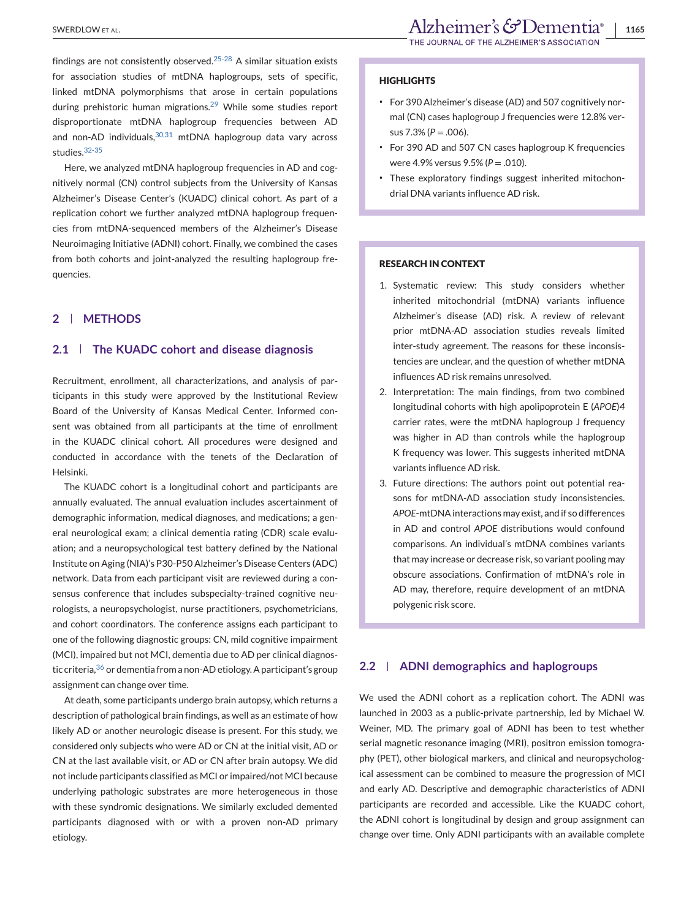findings are not consistently observed.[25-28] A similar situation exists for association studies of mtDNA haplogroups, sets of specific, linked mtDNA polymorphisms that arose in certain populations during prehistoric human migrations.[29] While some studies report disproportionate mtDNA haplogroup frequencies between AD and non-AD individuals,[30,31] mtDNA haplogroup data vary across studies.[32-35]

Here, we analyzed mtDNA haplogroup frequencies in AD and cognitively normal (CN) control subjects from the University of Kansas Alzheimer's Disease Center's (KUADC) clinical cohort. As part of a replication cohort we further analyzed mtDNA haplogroup frequencies from mtDNA-sequenced members of the Alzheimer's Disease Neuroimaging Initiative (ADNI) cohort. Finally, we combined the cases from both cohorts and joint-analyzed the resulting haplogroup frequencies.

**HIGHLIGHTS**

- For 390 Alzheimer's disease (AD) and 507 cognitively normal (CN) cases haplogroup J frequencies were 12.8% versus 7.3% ($P = .006$).
- For 390 AD and 507 CN cases haplogroup K frequencies were 4.9% versus 9.5% ($P = .010$).
- These exploratory findings suggest inherited mitochondrial DNA variants influence AD risk.

**RESEARCH IN CONTEXT**

1. Systematic review: This study considers whether inherited mitochondrial (mtDNA) variants influence Alzheimer's disease (AD) risk. A review of relevant prior mtDNA-AD association studies reveals limited inter-study agreement. The reasons for these inconsistencies are unclear, and the question of whether mtDNA influences AD risk remains unresolved.
2. Interpretation: The main findings, from two combined longitudinal cohorts with high apolipoprotein E (*APOE*)*4* carrier rates, were the mtDNA haplogroup J frequency was higher in AD than controls while the haplogroup K frequency was lower. This suggests inherited mtDNA variants influence AD risk.
3. Future directions: The authors point out potential reasons for mtDNA-AD association study inconsistencies. *APOE*-mtDNA interactions may exist, and if so differences in AD and control *APOE* distributions would confound comparisons. An individual's mtDNA combines variants that may increase or decrease risk, so variant pooling may obscure associations. Confirmation of mtDNA's role in AD may, therefore, require development of an mtDNA polygenic risk score.

## 2 | METHODS

### 2.1 | The KUADC cohort and disease diagnosis

Recruitment, enrollment, all characterizations, and analysis of participants in this study were approved by the Institutional Review Board of the University of Kansas Medical Center. Informed consent was obtained from all participants at the time of enrollment in the KUADC clinical cohort. All procedures were designed and conducted in accordance with the tenets of the Declaration of Helsinki.

The KUADC cohort is a longitudinal cohort and participants are annually evaluated. The annual evaluation includes ascertainment of demographic information, medical diagnoses, and medications; a general neurological exam; a clinical dementia rating (CDR) scale evaluation; and a neuropsychological test battery defined by the National Institute on Aging (NIA)'s P30-P50 Alzheimer's Disease Centers (ADC) network. Data from each participant visit are reviewed during a consensus conference that includes subspecialty-trained cognitive neurologists, a neuropsychologist, nurse practitioners, psychometricians, and cohort coordinators. The conference assigns each participant to one of the following diagnostic groups: CN, mild cognitive impairment (MCI), impaired but not MCI, dementia due to AD per clinical diagnostic criteria,[36] or dementia from a non-AD etiology. A participant's group assignment can change over time.

At death, some participants undergo brain autopsy, which returns a description of pathological brain findings, as well as an estimate of how likely AD or another neurologic disease is present. For this study, we considered only subjects who were AD or CN at the initial visit, AD or CN at the last available visit, or AD or CN after brain autopsy. We did not include participants classified as MCI or impaired/not MCI because underlying pathologic substrates are more heterogeneous in those with these syndromic designations. We similarly excluded demented participants diagnosed with or with a proven non-AD primary etiology.

### 2.2 | ADNI demographics and haplogroups

We used the ADNI cohort as a replication cohort. The ADNI was launched in 2003 as a public-private partnership, led by Michael W. Weiner, MD. The primary goal of ADNI has been to test whether serial magnetic resonance imaging (MRI), positron emission tomography (PET), other biological markers, and clinical and neuropsychological assessment can be combined to measure the progression of MCI and early AD. Descriptive and demographic characteristics of ADNI participants are recorded and accessible. Like the KUADC cohort, the ADNI cohort is longitudinal by design and group assignment can change over time. Only ADNI participants with an available complete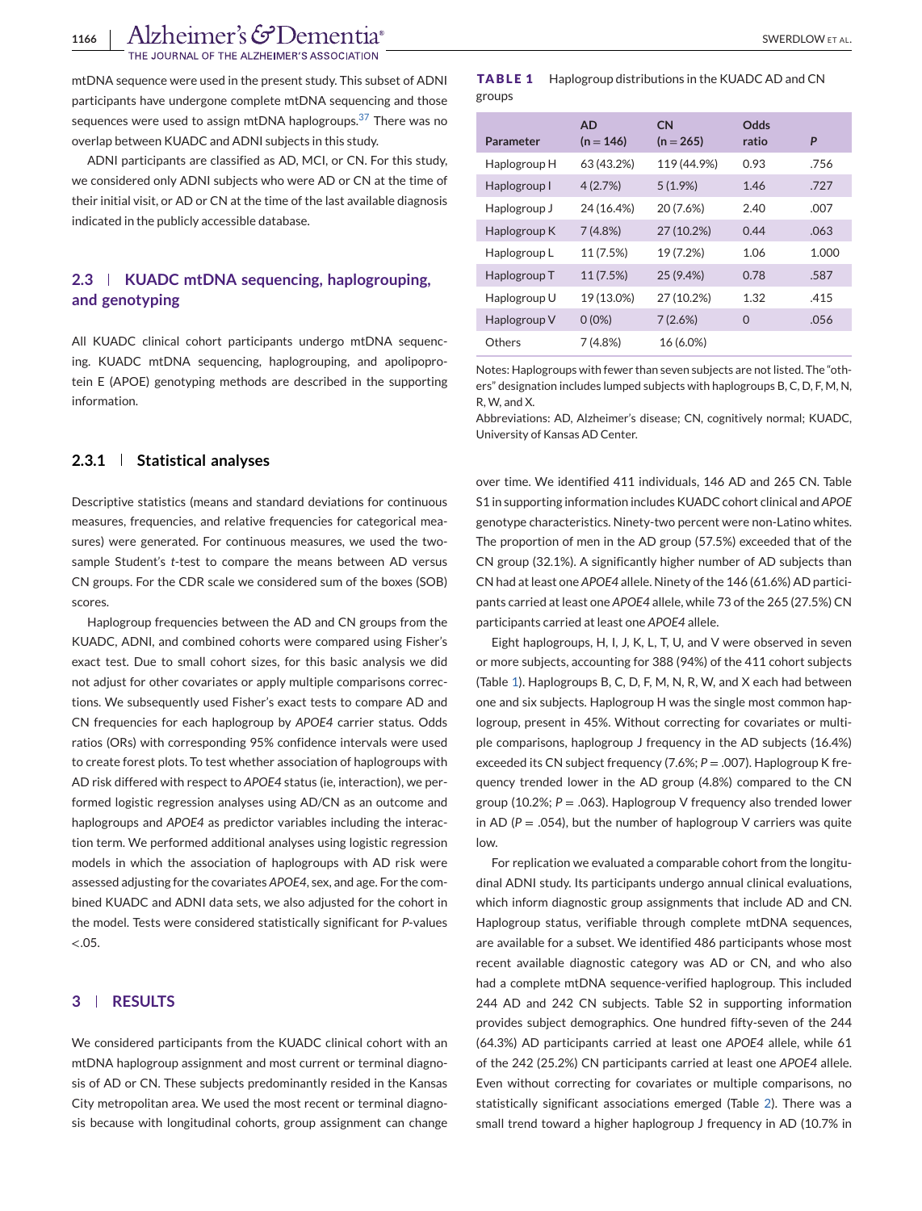mtDNA sequence were used in the present study. This subset of ADNI participants have undergone complete mtDNA sequencing and those sequences were used to assign mtDNA haplogroups.[37] There was no overlap between KUADC and ADNI subjects in this study.

ADNI participants are classified as AD, MCI, or CN. For this study, we considered only ADNI subjects who were AD or CN at the time of their initial visit, or AD or CN at the time of the last available diagnosis indicated in the publicly accessible database.

## 2.3 | KUADC mtDNA sequencing, haplogrouping, and genotyping

All KUADC clinical cohort participants undergo mtDNA sequencing. KUADC mtDNA sequencing, haplogrouping, and apolipoprotein E (APOE) genotyping methods are described in the supporting information.

### 2.3.1 | Statistical analyses

Descriptive statistics (means and standard deviations for continuous measures, frequencies, and relative frequencies for categorical measures) were generated. For continuous measures, we used the two-sample Student's *t*-test to compare the means between AD versus CN groups. For the CDR scale we considered sum of the boxes (SOB) scores.

Haplogroup frequencies between the AD and CN groups from the KUADC, ADNI, and combined cohorts were compared using Fisher's exact test. Due to small cohort sizes, for this basic analysis we did not adjust for other covariates or apply multiple comparisons corrections. We subsequently used Fisher's exact tests to compare AD and CN frequencies for each haplogroup by *APOE4* carrier status. Odds ratios (ORs) with corresponding 95% confidence intervals were used to create forest plots. To test whether association of haplogroups with AD risk differed with respect to *APOE4* status (ie, interaction), we performed logistic regression analyses using AD/CN as an outcome and haplogroups and *APOE4* as predictor variables including the interaction term. We performed additional analyses using logistic regression models in which the association of haplogroups with AD risk were assessed adjusting for the covariates *APOE4*, sex, and age. For the combined KUADC and ADNI data sets, we also adjusted for the cohort in the model. Tests were considered statistically significant for *P*-values <.05.

## 3 | RESULTS

We considered participants from the KUADC clinical cohort with an mtDNA haplogroup assignment and most current or terminal diagnosis of AD or CN. These subjects predominantly resided in the Kansas City metropolitan area. We used the most recent or terminal diagnosis because with longitudinal cohorts, group assignment can change over time. We identified 411 individuals, 146 AD and 265 CN. Table S1 in supporting information includes KUADC cohort clinical and *APOE* genotype characteristics. Ninety-two percent were non-Latino whites. The proportion of men in the AD group (57.5%) exceeded that of the CN group (32.1%). A significantly higher number of AD subjects than CN had at least one *APOE4* allele. Ninety of the 146 (61.6%) AD participants carried at least one *APOE4* allele, while 73 of the 265 (27.5%) CN participants carried at least one *APOE4* allele.

**TABLE 1** Haplogroup distributions in the KUADC AD and CN groups

| Parameter | AD (n = 146) | CN (n = 265) | Odds ratio | P |
|---|---|---|---|---|
| Haplogroup H | 63 (43.2%) | 119 (44.9%) | 0.93 | .756 |
| Haplogroup I | 4 (2.7%) | 5 (1.9%) | 1.46 | .727 |
| Haplogroup J | 24 (16.4%) | 20 (7.6%) | 2.40 | .007 |
| Haplogroup K | 7 (4.8%) | 27 (10.2%) | 0.44 | .063 |
| Haplogroup L | 11 (7.5%) | 19 (7.2%) | 1.06 | 1.000 |
| Haplogroup T | 11 (7.5%) | 25 (9.4%) | 0.78 | .587 |
| Haplogroup U | 19 (13.0%) | 27 (10.2%) | 1.32 | .415 |
| Haplogroup V | 0 (0%) | 7 (2.6%) | 0 | .056 |
| Others | 7 (4.8%) | 16 (6.0%) | | |

Notes: Haplogroups with fewer than seven subjects are not listed. The "others" designation includes lumped subjects with haplogroups B, C, D, F, M, N, R, W, and X.

Abbreviations: AD, Alzheimer's disease; CN, cognitively normal; KUADC, University of Kansas AD Center.

Eight haplogroups, H, I, J, K, L, T, U, and V were observed in seven or more subjects, accounting for 388 (94%) of the 411 cohort subjects (Table 1). Haplogroups B, C, D, F, M, N, R, W, and X each had between one and six subjects. Haplogroup H was the single most common haplogroup, present in 45%. Without correcting for covariates or multiple comparisons, haplogroup J frequency in the AD subjects (16.4%) exceeded its CN subject frequency (7.6%; *P* = .007). Haplogroup K frequency trended lower in the AD group (4.8%) compared to the CN group (10.2%; *P* = .063). Haplogroup V frequency also trended lower in AD (*P* = .054), but the number of haplogroup V carriers was quite low.

For replication we evaluated a comparable cohort from the longitudinal ADNI study. Its participants undergo annual clinical evaluations, which inform diagnostic group assignments that include AD and CN. Haplogroup status, verifiable through complete mtDNA sequences, are available for a subset. We identified 486 participants whose most recent available diagnostic category was AD or CN, and who also had a complete mtDNA sequence-verified haplogroup. This included 244 AD and 242 CN subjects. Table S2 in supporting information provides subject demographics. One hundred fifty-seven of the 244 (64.3%) AD participants carried at least one *APOE4* allele, while 61 of the 242 (25.2%) CN participants carried at least one *APOE4* allele. Even without correcting for covariates or multiple comparisons, no statistically significant associations emerged (Table 2). There was a small trend toward a higher haplogroup J frequency in AD (10.7% in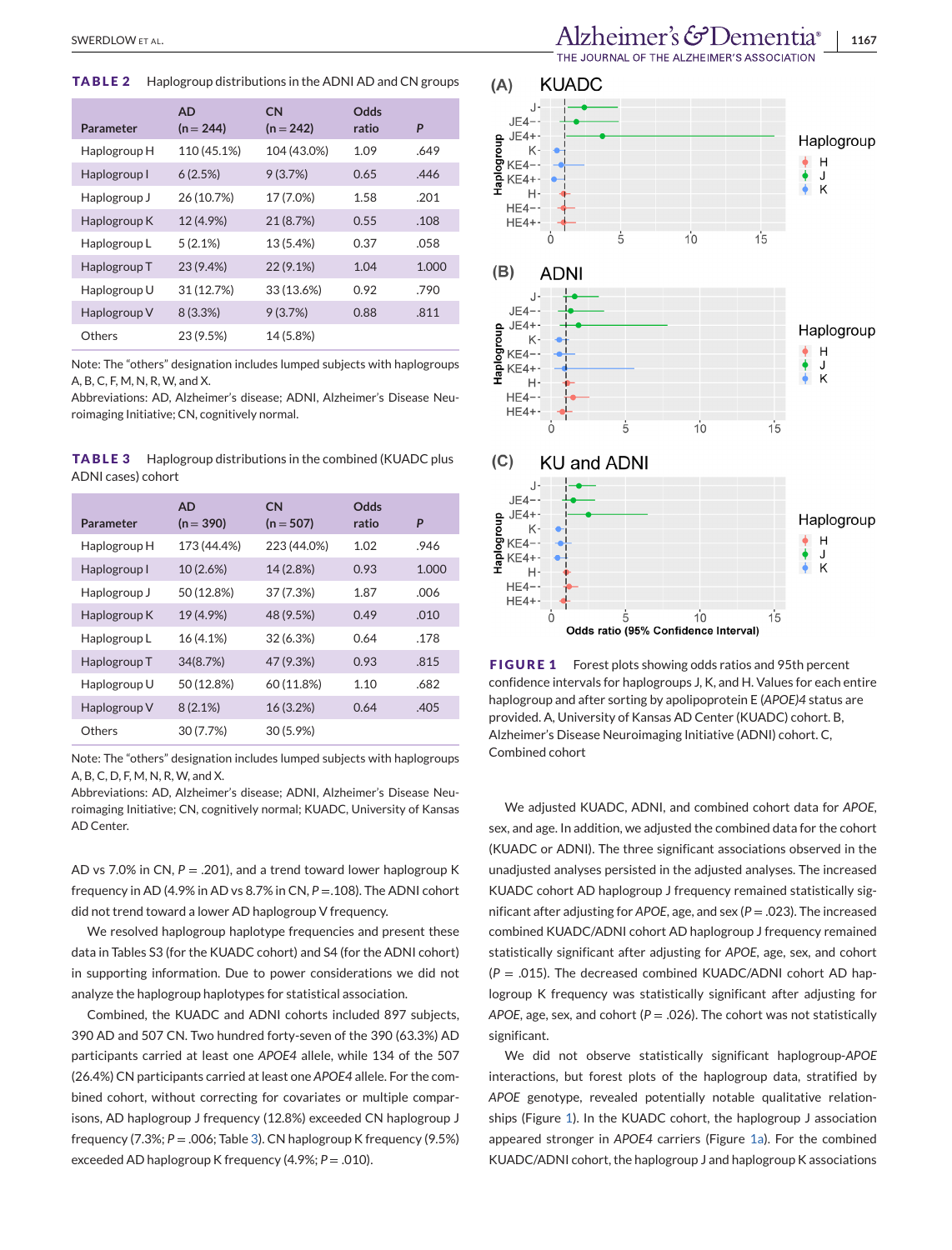**TABLE 2** Haplogroup distributions in the ADNI AD and CN groups

| Parameter | AD (n = 244) | CN (n = 242) | Odds ratio | P |
|---|---|---|---|---|
| Haplogroup H | 110 (45.1%) | 104 (43.0%) | 1.09 | .649 |
| Haplogroup I | 6 (2.5%) | 9 (3.7%) | 0.65 | .446 |
| Haplogroup J | 26 (10.7%) | 17 (7.0%) | 1.58 | .201 |
| Haplogroup K | 12 (4.9%) | 21 (8.7%) | 0.55 | .108 |
| Haplogroup L | 5 (2.1%) | 13 (5.4%) | 0.37 | .058 |
| Haplogroup T | 23 (9.4%) | 22 (9.1%) | 1.04 | 1.000 |
| Haplogroup U | 31 (12.7%) | 33 (13.6%) | 0.92 | .790 |
| Haplogroup V | 8 (3.3%) | 9 (3.7%) | 0.88 | .811 |
| Others | 23 (9.5%) | 14 (5.8%) | | |

Note: The "others" designation includes lumped subjects with haplogroups A, B, C, F, M, N, R, W, and X.
Abbreviations: AD, Alzheimer's disease; ADNI, Alzheimer's Disease Neuroimaging Initiative; CN, cognitively normal.

**TABLE 3** Haplogroup distributions in the combined (KUADC plus ADNI cases) cohort

| Parameter | AD (n = 390) | CN (n = 507) | Odds ratio | P |
|---|---|---|---|---|
| Haplogroup H | 173 (44.4%) | 223 (44.0%) | 1.02 | .946 |
| Haplogroup I | 10 (2.6%) | 14 (2.8%) | 0.93 | 1.000 |
| Haplogroup J | 50 (12.8%) | 37 (7.3%) | 1.87 | .006 |
| Haplogroup K | 19 (4.9%) | 48 (9.5%) | 0.49 | .010 |
| Haplogroup L | 16 (4.1%) | 32 (6.3%) | 0.64 | .178 |
| Haplogroup T | 34(8.7%) | 47 (9.3%) | 0.93 | .815 |
| Haplogroup U | 50 (12.8%) | 60 (11.8%) | 1.10 | .682 |
| Haplogroup V | 8 (2.1%) | 16 (3.2%) | 0.64 | .405 |
| Others | 30 (7.7%) | 30 (5.9%) | | |

Note: The "others" designation includes lumped subjects with haplogroups A, B, C, D, F, M, N, R, W, and X.
Abbreviations: AD, Alzheimer's disease; ADNI, Alzheimer's Disease Neuroimaging Initiative; CN, cognitively normal; KUADC, University of Kansas AD Center.

AD vs 7.0% in CN, $P = .201$), and a trend toward lower haplogroup K frequency in AD (4.9% in AD vs 8.7% in CN, $P = .108$). The ADNI cohort did not trend toward a lower AD haplogroup V frequency.

We resolved haplogroup haplotype frequencies and present these data in Tables S3 (for the KUADC cohort) and S4 (for the ADNI cohort) in supporting information. Due to power considerations we did not analyze the haplogroup haplotypes for statistical association.

Combined, the KUADC and ADNI cohorts included 897 subjects, 390 AD and 507 CN. Two hundred forty-seven of the 390 (63.3%) AD participants carried at least one *APOE4* allele, while 134 of the 507 (26.4%) CN participants carried at least one *APOE4* allele. For the combined cohort, without correcting for covariates or multiple comparisons, AD haplogroup J frequency (12.8%) exceeded CN haplogroup J frequency (7.3%; $P = .006$; Table 3). CN haplogroup K frequency (9.5%) exceeded AD haplogroup K frequency (4.9%; $P = .010$).

**FIGURE 1** Forest plots showing odds ratios and 95th percent confidence intervals for haplogroups J, K, and H. Values for each entire haplogroup and after sorting by apolipoprotein E (*APOE*)4 status are provided. A, University of Kansas AD Center (KUADC) cohort. B, Alzheimer's Disease Neuroimaging Initiative (ADNI) cohort. C, Combined cohort

We adjusted KUADC, ADNI, and combined cohort data for *APOE*, sex, and age. In addition, we adjusted the combined data for the cohort (KUADC or ADNI). The three significant associations observed in the unadjusted analyses persisted in the adjusted analyses. The increased KUADC cohort AD haplogroup J frequency remained statistically significant after adjusting for *APOE*, age, and sex ($P = .023$). The increased combined KUADC/ADNI cohort AD haplogroup J frequency remained statistically significant after adjusting for *APOE*, age, sex, and cohort ($P = .015$). The decreased combined KUADC/ADNI cohort AD haplogroup K frequency was statistically significant after adjusting for *APOE*, age, sex, and cohort ($P = .026$). The cohort was not statistically significant.

We did not observe statistically significant haplogroup-*APOE* interactions, but forest plots of the haplogroup data, stratified by *APOE* genotype, revealed potentially notable qualitative relationships (Figure 1). In the KUADC cohort, the haplogroup J association appeared stronger in *APOE4* carriers (Figure 1a). For the combined KUADC/ADNI cohort, the haplogroup J and haplogroup K associations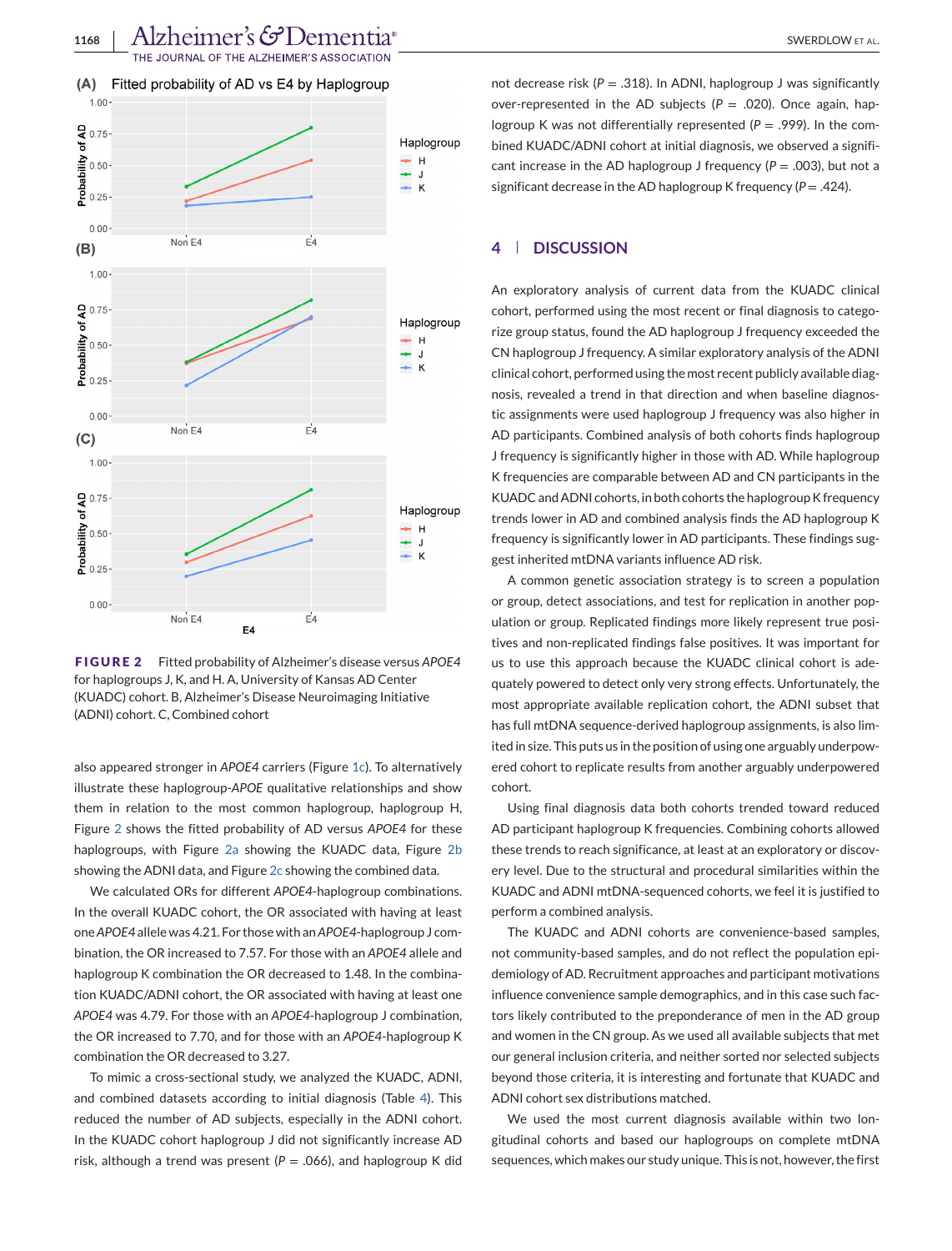FIGURE 2 Fitted probability of Alzheimer's disease versus *APOE4* for haplogroups J, K, and H. A, University of Kansas AD Center (KUADC) cohort. B, Alzheimer's Disease Neuroimaging Initiative (ADNI) cohort. C, Combined cohort

also appeared stronger in *APOE4* carriers (Figure 1c). To alternatively illustrate these haplogroup-*APOE* qualitative relationships and show them in relation to the most common haplogroup, haplogroup H, Figure 2 shows the fitted probability of AD versus *APOE4* for these haplogroups, with Figure 2a showing the KUADC data, Figure 2b showing the ADNI data, and Figure 2c showing the combined data.

We calculated ORs for different *APOE4*-haplogroup combinations. In the overall KUADC cohort, the OR associated with having at least one *APOE4* allele was 4.21. For those with an *APOE4*-haplogroup J combination, the OR increased to 7.57. For those with an *APOE4* allele and haplogroup K combination the OR decreased to 1.48. In the combination KUADC/ADNI cohort, the OR associated with having at least one *APOE4* was 4.79. For those with an *APOE4*-haplogroup J combination, the OR increased to 7.70, and for those with an *APOE4*-haplogroup K combination the OR decreased to 3.27.

To mimic a cross-sectional study, we analyzed the KUADC, ADNI, and combined datasets according to initial diagnosis (Table 4). This reduced the number of AD subjects, especially in the ADNI cohort. In the KUADC cohort haplogroup J did not significantly increase AD risk, although a trend was present ($P$ = .066), and haplogroup K did not decrease risk ($P$ = .318). In ADNI, haplogroup J was significantly over-represented in the AD subjects ($P$ = .020). Once again, haplogroup K was not differentially represented ($P$ = .999). In the combined KUADC/ADNI cohort at initial diagnosis, we observed a significant increase in the AD haplogroup J frequency ($P$ = .003), but not a significant decrease in the AD haplogroup K frequency ($P$ = .424).

## 4 | DISCUSSION

An exploratory analysis of current data from the KUADC clinical cohort, performed using the most recent or final diagnosis to categorize group status, found the AD haplogroup J frequency exceeded the CN haplogroup J frequency. A similar exploratory analysis of the ADNI clinical cohort, performed using the most recent publicly available diagnosis, revealed a trend in that direction and when baseline diagnostic assignments were used haplogroup J frequency was also higher in AD participants. Combined analysis of both cohorts finds haplogroup J frequency is significantly higher in those with AD. While haplogroup K frequencies are comparable between AD and CN participants in the KUADC and ADNI cohorts, in both cohorts the haplogroup K frequency trends lower in AD and combined analysis finds the AD haplogroup K frequency is significantly lower in AD participants. These findings suggest inherited mtDNA variants influence AD risk.

A common genetic association strategy is to screen a population or group, detect associations, and test for replication in another population or group. Replicated findings more likely represent true positives and non-replicated findings false positives. It was important for us to use this approach because the KUADC clinical cohort is adequately powered to detect only very strong effects. Unfortunately, the most appropriate available replication cohort, the ADNI subset that has full mtDNA sequence-derived haplogroup assignments, is also limited in size. This puts us in the position of using one arguably underpowered cohort to replicate results from another arguably underpowered cohort.

Using final diagnosis data both cohorts trended toward reduced AD participant haplogroup K frequencies. Combining cohorts allowed these trends to reach significance, at least at an exploratory or discovery level. Due to the structural and procedural similarities within the KUADC and ADNI mtDNA-sequenced cohorts, we feel it is justified to perform a combined analysis.

The KUADC and ADNI cohorts are convenience-based samples, not community-based samples, and do not reflect the population epidemiology of AD. Recruitment approaches and participant motivations influence convenience sample demographics, and in this case such factors likely contributed to the preponderance of men in the AD group and women in the CN group. As we used all available subjects that met our general inclusion criteria, and neither sorted nor selected subjects beyond those criteria, it is interesting and fortunate that KUADC and ADNI cohort sex distributions matched.

We used the most current diagnosis available within two longitudinal cohorts and based our haplogroups on complete mtDNA sequences, which makes our study unique. This is not, however, the first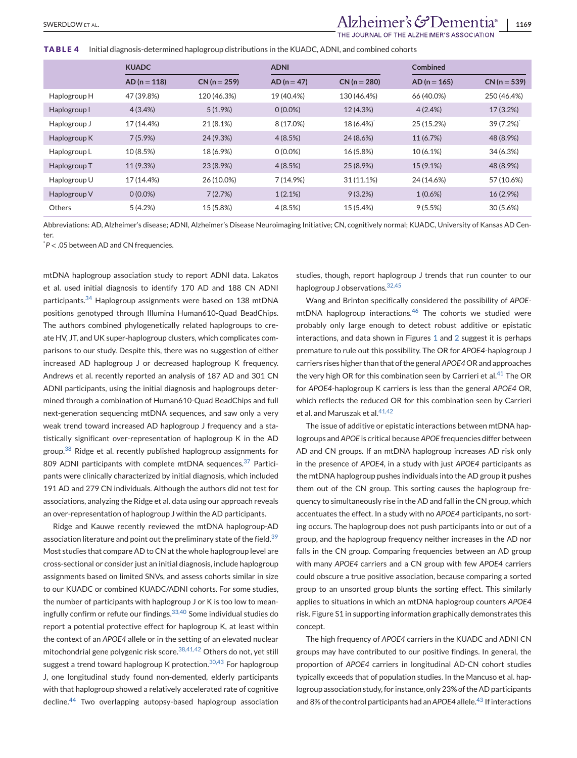**TABLE 4** Initial diagnosis-determined haplogroup distributions in the KUADC, ADNI, and combined cohorts

| | KUADC | | ADNI | | Combined | |
|---|---|---|---|---|---|---|
| | AD (n = 118) | CN (n = 259) | AD (n = 47) | CN (n = 280) | AD (n = 165) | CN (n = 539) |
| Haplogroup H | 47 (39.8%) | 120 (46.3%) | 19 (40.4%) | 130 (46.4%) | 66 (40.0%) | 250 (46.4%) |
| Haplogroup I | 4 (3.4%) | 5 (1.9%) | 0 (0.0%) | 12 (4.3%) | 4 (2.4%) | 17 (3.2%) |
| Haplogroup J | 17 (14.4%) | 21 (8.1%) | 8 (17.0%) | 18 (6.4%)* | 25 (15.2%) | 39 (7.2%)* |
| Haplogroup K | 7 (5.9%) | 24 (9.3%) | 4 (8.5%) | 24 (8.6%) | 11 (6.7%) | 48 (8.9%) |
| Haplogroup L | 10 (8.5%) | 18 (6.9%) | 0 (0.0%) | 16 (5.8%) | 10 (6.1%) | 34 (6.3%) |
| Haplogroup T | 11 (9.3%) | 23 (8.9%) | 4 (8.5%) | 25 (8.9%) | 15 (9.1%) | 48 (8.9%) |
| Haplogroup U | 17 (14.4%) | 26 (10.0%) | 7 (14.9%) | 31 (11.1%) | 24 (14.6%) | 57 (10.6%) |
| Haplogroup V | 0 (0.0%) | 7 (2.7%) | 1 (2.1%) | 9 (3.2%) | 1 (0.6%) | 16 (2.9%) |
| Others | 5 (4.2%) | 15 (5.8%) | 4 (8.5%) | 15 (5.4%) | 9 (5.5%) | 30 (5.6%) |

Abbreviations: AD, Alzheimer's disease; ADNI, Alzheimer's Disease Neuroimaging Initiative; CN, cognitively normal; KUADC, University of Kansas AD Center.

*$P < .05$ between AD and CN frequencies.

mtDNA haplogroup association study to report ADNI data. Lakatos et al. used initial diagnosis to identify 170 AD and 188 CN ADNI participants.[34] Haplogroup assignments were based on 138 mtDNA positions genotyped through Illumina Human610-Quad BeadChips. The authors combined phylogenetically related haplogroups to create HV, JT, and UK super-haplogroup clusters, which complicates comparisons to our study. Despite this, there was no suggestion of either increased AD haplogroup J or decreased haplogroup K frequency. Andrews et al. recently reported an analysis of 187 AD and 301 CN ADNI participants, using the initial diagnosis and haplogroups determined through a combination of Human610-Quad BeadChips and full next-generation sequencing mtDNA sequences, and saw only a very weak trend toward increased AD haplogroup J frequency and a statistically significant over-representation of haplogroup K in the AD group.[38] Ridge et al. recently published haplogroup assignments for 809 ADNI participants with complete mtDNA sequences.[37] Participants were clinically characterized by initial diagnosis, which included 191 AD and 279 CN individuals. Although the authors did not test for associations, analyzing the Ridge et al. data using our approach reveals an over-representation of haplogroup J within the AD participants.

Ridge and Kauwe recently reviewed the mtDNA haplogroup-AD association literature and point out the preliminary state of the field.[39] Most studies that compare AD to CN at the whole haplogroup level are cross-sectional or consider just an initial diagnosis, include haplogroup assignments based on limited SNVs, and assess cohorts similar in size to our KUADC or combined KUADC/ADNI cohorts. For some studies, the number of participants with haplogroup J or K is too low to meaningfully confirm or refute our findings.[33,40] Some individual studies do report a potential protective effect for haplogroup K, at least within the context of an *APOE4* allele or in the setting of an elevated nuclear mitochondrial gene polygenic risk score.[38,41,42] Others do not, yet still suggest a trend toward haplogroup K protection.[30,43] For haplogroup J, one longitudinal study found non-demented, elderly participants with that haplogroup showed a relatively accelerated rate of cognitive decline.[44] Two overlapping autopsy-based haplogroup association studies, though, report haplogroup J trends that run counter to our haplogroup J observations.[32,45]

Wang and Brinton specifically considered the possibility of *APOE*-mtDNA haplogroup interactions.[46] The cohorts we studied were probably only large enough to detect robust additive or epistatic interactions, and data shown in Figures 1 and 2 suggest it is perhaps premature to rule out this possibility. The OR for *APOE4*-haplogroup J carriers rises higher than that of the general *APOE4* OR and approaches the very high OR for this combination seen by Carrieri et al.[41] The OR for *APOE4*-haplogroup K carriers is less than the general *APOE4* OR, which reflects the reduced OR for this combination seen by Carrieri et al. and Maruszak et al.[41,42]

The issue of additive or epistatic interactions between mtDNA haplogroups and *APOE* is critical because *APOE* frequencies differ between AD and CN groups. If an mtDNA haplogroup increases AD risk only in the presence of *APOE4*, in a study with just *APOE4* participants as the mtDNA haplogroup pushes individuals into the AD group it pushes them out of the CN group. This sorting causes the haplogroup frequency to simultaneously rise in the AD and fall in the CN group, which accentuates the effect. In a study with no *APOE4* participants, no sorting occurs. The haplogroup does not push participants into or out of a group, and the haplogroup frequency neither increases in the AD nor falls in the CN group. Comparing frequencies between an AD group with many *APOE4* carriers and a CN group with few *APOE4* carriers could obscure a true positive association, because comparing a sorted group to an unsorted group blunts the sorting effect. This similarly applies to situations in which an mtDNA haplogroup counters *APOE4* risk. Figure S1 in supporting information graphically demonstrates this concept.

The high frequency of *APOE4* carriers in the KUADC and ADNI CN groups may have contributed to our positive findings. In general, the proportion of *APOE4* carriers in longitudinal AD-CN cohort studies typically exceeds that of population studies. In the Mancuso et al. haplogroup association study, for instance, only 23% of the AD participants and 8% of the control participants had an *APOE4* allele.[43] If interactions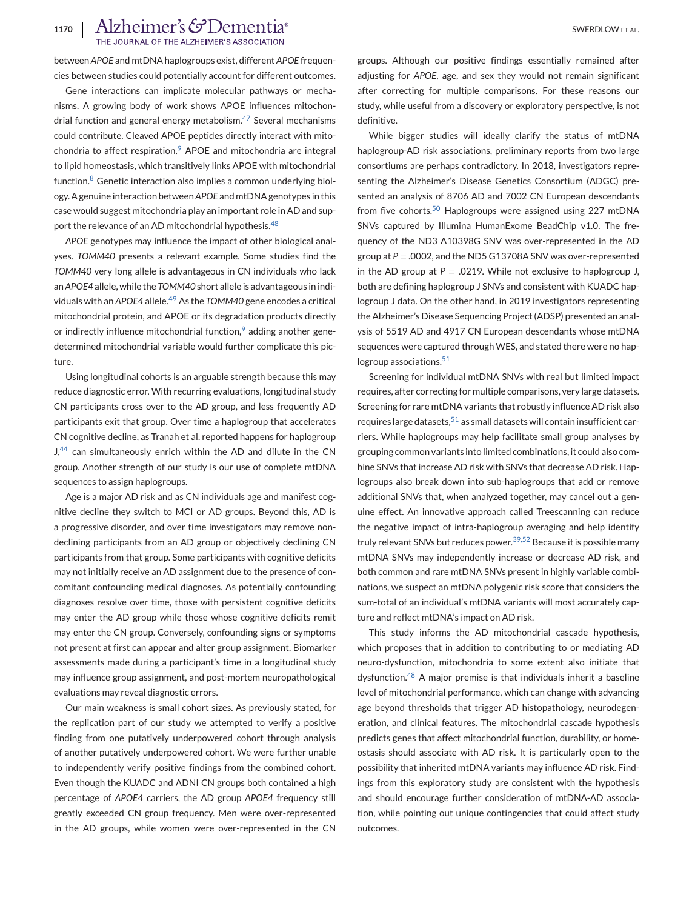between *APOE* and mtDNA haplogroups exist, different *APOE* frequencies between studies could potentially account for different outcomes.

Gene interactions can implicate molecular pathways or mechanisms. A growing body of work shows APOE influences mitochondrial function and general energy metabolism.[47] Several mechanisms could contribute. Cleaved APOE peptides directly interact with mitochondria to affect respiration.[9] APOE and mitochondria are integral to lipid homeostasis, which transitively links APOE with mitochondrial function.[8] Genetic interaction also implies a common underlying biology. A genuine interaction between *APOE* and mtDNA genotypes in this case would suggest mitochondria play an important role in AD and support the relevance of an AD mitochondrial hypothesis.[48]

*APOE* genotypes may influence the impact of other biological analyses. *TOMM40* presents a relevant example. Some studies find the *TOMM40* very long allele is advantageous in CN individuals who lack an *APOE4* allele, while the *TOMM40* short allele is advantageous in individuals with an *APOE4* allele.[49] As the *TOMM40* gene encodes a critical mitochondrial protein, and APOE or its degradation products directly or indirectly influence mitochondrial function,[9] adding another gene-determined mitochondrial variable would further complicate this picture.

Using longitudinal cohorts is an arguable strength because this may reduce diagnostic error. With recurring evaluations, longitudinal study CN participants cross over to the AD group, and less frequently AD participants exit that group. Over time a haplogroup that accelerates CN cognitive decline, as Tranah et al. reported happens for haplogroup J,[44] can simultaneously enrich within the AD and dilute in the CN group. Another strength of our study is our use of complete mtDNA sequences to assign haplogroups.

Age is a major AD risk and as CN individuals age and manifest cognitive decline they switch to MCI or AD groups. Beyond this, AD is a progressive disorder, and over time investigators may remove non-declining participants from an AD group or objectively declining CN participants from that group. Some participants with cognitive deficits may not initially receive an AD assignment due to the presence of concomitant confounding medical diagnoses. As potentially confounding diagnoses resolve over time, those with persistent cognitive deficits may enter the AD group while those whose cognitive deficits remit may enter the CN group. Conversely, confounding signs or symptoms not present at first can appear and alter group assignment. Biomarker assessments made during a participant's time in a longitudinal study may influence group assignment, and post-mortem neuropathological evaluations may reveal diagnostic errors.

Our main weakness is small cohort sizes. As previously stated, for the replication part of our study we attempted to verify a positive finding from one putatively underpowered cohort through analysis of another putatively underpowered cohort. We were further unable to independently verify positive findings from the combined cohort. Even though the KUADC and ADNI CN groups both contained a high percentage of *APOE4* carriers, the AD group *APOE4* frequency still greatly exceeded CN group frequency. Men were over-represented in the AD groups, while women were over-represented in the CN groups. Although our positive findings essentially remained after adjusting for *APOE*, age, and sex they would not remain significant after correcting for multiple comparisons. For these reasons our study, while useful from a discovery or exploratory perspective, is not definitive.

While bigger studies will ideally clarify the status of mtDNA haplogroup-AD risk associations, preliminary reports from two large consortiums are perhaps contradictory. In 2018, investigators representing the Alzheimer's Disease Genetics Consortium (ADGC) presented an analysis of 8706 AD and 7002 CN European descendants from five cohorts.[50] Haplogroups were assigned using 227 mtDNA SNVs captured by Illumina HumanExome BeadChip v1.0. The frequency of the ND3 A10398G SNV was over-represented in the AD group at $P = .0002$, and the ND5 G13708A SNV was over-represented in the AD group at $P = .0219$. While not exclusive to haplogroup J, both are defining haplogroup J SNVs and consistent with KUADC haplogroup J data. On the other hand, in 2019 investigators representing the Alzheimer's Disease Sequencing Project (ADSP) presented an analysis of 5519 AD and 4917 CN European descendants whose mtDNA sequences were captured through WES, and stated there were no haplogroup associations.[51]

Screening for individual mtDNA SNVs with real but limited impact requires, after correcting for multiple comparisons, very large datasets. Screening for rare mtDNA variants that robustly influence AD risk also requires large datasets,[51] as small datasets will contain insufficient carriers. While haplogroups may help facilitate small group analyses by grouping common variants into limited combinations, it could also combine SNVs that increase AD risk with SNVs that decrease AD risk. Haplogroups also break down into sub-haplogroups that add or remove additional SNVs that, when analyzed together, may cancel out a genuine effect. An innovative approach called Treescanning can reduce the negative impact of intra-haplogroup averaging and help identify truly relevant SNVs but reduces power.[39,52] Because it is possible many mtDNA SNVs may independently increase or decrease AD risk, and both common and rare mtDNA SNVs present in highly variable combinations, we suspect an mtDNA polygenic risk score that considers the sum-total of an individual's mtDNA variants will most accurately capture and reflect mtDNA's impact on AD risk.

This study informs the AD mitochondrial cascade hypothesis, which proposes that in addition to contributing to or mediating AD neuro-dysfunction, mitochondria to some extent also initiate that dysfunction.[48] A major premise is that individuals inherit a baseline level of mitochondrial performance, which can change with advancing age beyond thresholds that trigger AD histopathology, neurodegeneration, and clinical features. The mitochondrial cascade hypothesis predicts genes that affect mitochondrial function, durability, or homeostasis should associate with AD risk. It is particularly open to the possibility that inherited mtDNA variants may influence AD risk. Findings from this exploratory study are consistent with the hypothesis and should encourage further consideration of mtDNA-AD association, while pointing out unique contingencies that could affect study outcomes.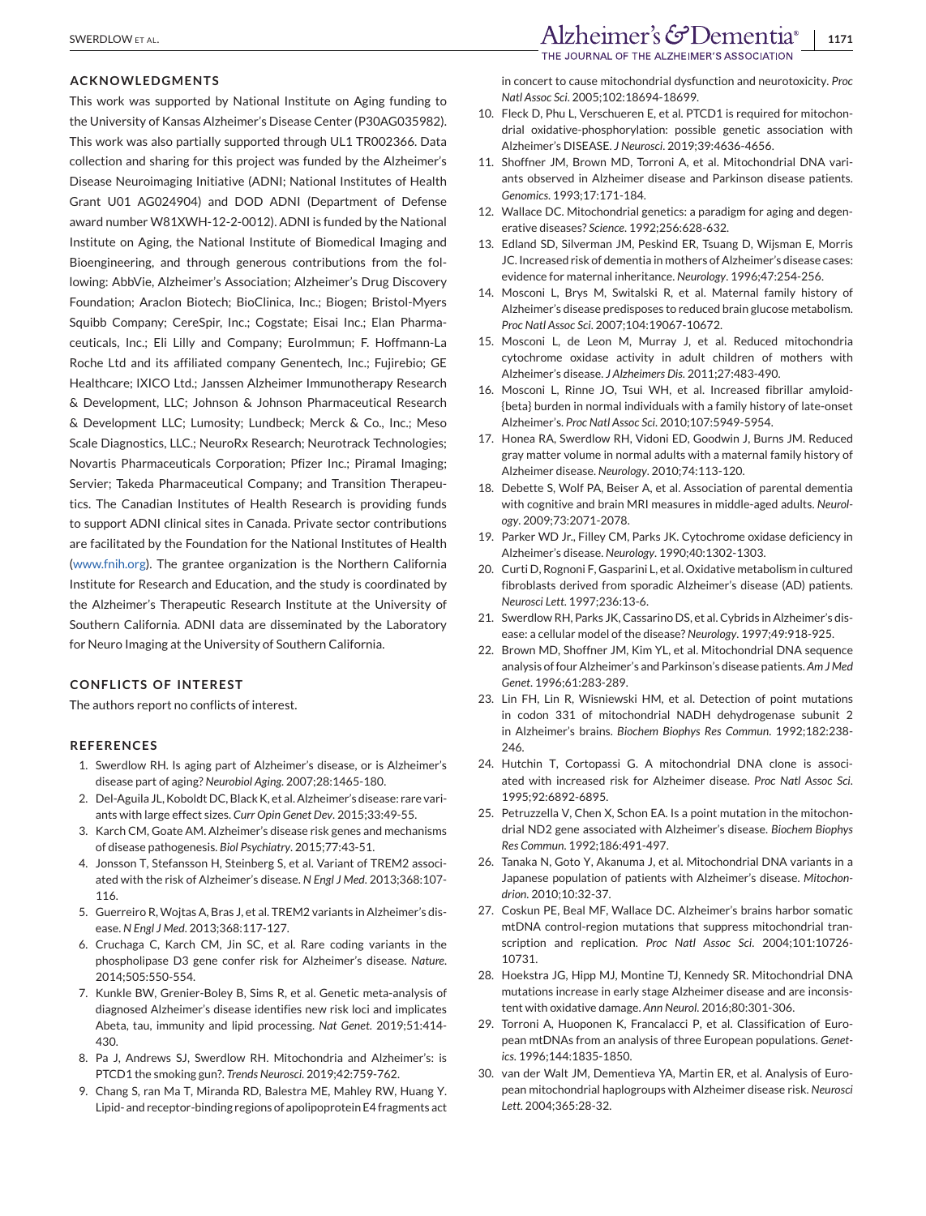## ACKNOWLEDGMENTS

This work was supported by National Institute on Aging funding to the University of Kansas Alzheimer's Disease Center (P30AG035982). This work was also partially supported through UL1 TR002366. Data collection and sharing for this project was funded by the Alzheimer's Disease Neuroimaging Initiative (ADNI; National Institutes of Health Grant U01 AG024904) and DOD ADNI (Department of Defense award number W81XWH-12-2-0012). ADNI is funded by the National Institute on Aging, the National Institute of Biomedical Imaging and Bioengineering, and through generous contributions from the following: AbbVie, Alzheimer's Association; Alzheimer's Drug Discovery Foundation; Araclon Biotech; BioClinica, Inc.; Biogen; Bristol-Myers Squibb Company; CereSpir, Inc.; Cogstate; Eisai Inc.; Elan Pharmaceuticals, Inc.; Eli Lilly and Company; EuroImmun; F. Hoffmann-La Roche Ltd and its affiliated company Genentech, Inc.; Fujirebio; GE Healthcare; IXICO Ltd.; Janssen Alzheimer Immunotherapy Research & Development, LLC; Johnson & Johnson Pharmaceutical Research & Development LLC; Lumosity; Lundbeck; Merck & Co., Inc.; Meso Scale Diagnostics, LLC.; NeuroRx Research; Neurotrack Technologies; Novartis Pharmaceuticals Corporation; Pfizer Inc.; Piramal Imaging; Servier; Takeda Pharmaceutical Company; and Transition Therapeutics. The Canadian Institutes of Health Research is providing funds to support ADNI clinical sites in Canada. Private sector contributions are facilitated by the Foundation for the National Institutes of Health (www.fnih.org). The grantee organization is the Northern California Institute for Research and Education, and the study is coordinated by the Alzheimer's Therapeutic Research Institute at the University of Southern California. ADNI data are disseminated by the Laboratory for Neuro Imaging at the University of Southern California.

## CONFLICTS OF INTEREST

The authors report no conflicts of interest.

## REFERENCES

1. Swerdlow RH. Is aging part of Alzheimer's disease, or is Alzheimer's disease part of aging? *Neurobiol Aging*. 2007;28:1465-180.
2. Del-Aguila JL, Koboldt DC, Black K, et al. Alzheimer's disease: rare variants with large effect sizes. *Curr Opin Genet Dev*. 2015;33:49-55.
3. Karch CM, Goate AM. Alzheimer's disease risk genes and mechanisms of disease pathogenesis. *Biol Psychiatry*. 2015;77:43-51.
4. Jonsson T, Stefansson H, Steinberg S, et al. Variant of TREM2 associated with the risk of Alzheimer's disease. *N Engl J Med*. 2013;368:107-116.
5. Guerreiro R, Wojtas A, Bras J, et al. TREM2 variants in Alzheimer's disease. *N Engl J Med*. 2013;368:117-127.
6. Cruchaga C, Karch CM, Jin SC, et al. Rare coding variants in the phospholipase D3 gene confer risk for Alzheimer's disease. *Nature*. 2014;505:550-554.
7. Kunkle BW, Grenier-Boley B, Sims R, et al. Genetic meta-analysis of diagnosed Alzheimer's disease identifies new risk loci and implicates Abeta, tau, immunity and lipid processing. *Nat Genet*. 2019;51:414-430.
8. Pa J, Andrews SJ, Swerdlow RH. Mitochondria and Alzheimer's: is PTCD1 the smoking gun?. *Trends Neurosci*. 2019;42:759-762.
9. Chang S, ran Ma T, Miranda RD, Balestra ME, Mahley RW, Huang Y. Lipid- and receptor-binding regions of apolipoprotein E4 fragments act in concert to cause mitochondrial dysfunction and neurotoxicity. *Proc Natl Assoc Sci*. 2005;102:18694-18699.
10. Fleck D, Phu L, Verschueren E, et al. PTCD1 is required for mitochondrial oxidative-phosphorylation: possible genetic association with Alzheimer's DISEASE. *J Neurosci*. 2019;39:4636-4656.
11. Shoffner JM, Brown MD, Torroni A, et al. Mitochondrial DNA variants observed in Alzheimer disease and Parkinson disease patients. *Genomics*. 1993;17:171-184.
12. Wallace DC. Mitochondrial genetics: a paradigm for aging and degenerative diseases? *Science*. 1992;256:628-632.
13. Edland SD, Silverman JM, Peskind ER, Tsuang D, Wijsman E, Morris JC. Increased risk of dementia in mothers of Alzheimer's disease cases: evidence for maternal inheritance. *Neurology*. 1996;47:254-256.
14. Mosconi L, Brys M, Switalski R, et al. Maternal family history of Alzheimer's disease predisposes to reduced brain glucose metabolism. *Proc Natl Assoc Sci*. 2007;104:19067-10672.
15. Mosconi L, de Leon M, Murray J, et al. Reduced mitochondria cytochrome oxidase activity in adult children of mothers with Alzheimer's disease. *J Alzheimers Dis*. 2011;27:483-490.
16. Mosconi L, Rinne JO, Tsui WH, et al. Increased fibrillar amyloid-{beta} burden in normal individuals with a family history of late-onset Alzheimer's. *Proc Natl Assoc Sci*. 2010;107:5949-5954.
17. Honea RA, Swerdlow RH, Vidoni ED, Goodwin J, Burns JM. Reduced gray matter volume in normal adults with a maternal family history of Alzheimer disease. *Neurology*. 2010;74:113-120.
18. Debette S, Wolf PA, Beiser A, et al. Association of parental dementia with cognitive and brain MRI measures in middle-aged adults. *Neurology*. 2009;73:2071-2078.
19. Parker WD Jr., Filley CM, Parks JK. Cytochrome oxidase deficiency in Alzheimer's disease. *Neurology*. 1990;40:1302-1303.
20. Curti D, Rognoni F, Gasparini L, et al. Oxidative metabolism in cultured fibroblasts derived from sporadic Alzheimer's disease (AD) patients. *Neurosci Lett*. 1997;236:13-6.
21. Swerdlow RH, Parks JK, Cassarino DS, et al. Cybrids in Alzheimer's disease: a cellular model of the disease? *Neurology*. 1997;49:918-925.
22. Brown MD, Shoffner JM, Kim YL, et al. Mitochondrial DNA sequence analysis of four Alzheimer's and Parkinson's disease patients. *Am J Med Genet*. 1996;61:283-289.
23. Lin FH, Lin R, Wisniewski HM, et al. Detection of point mutations in codon 331 of mitochondrial NADH dehydrogenase subunit 2 in Alzheimer's brains. *Biochem Biophys Res Commun*. 1992;182:238-246.
24. Hutchin T, Cortopassi G. A mitochondrial DNA clone is associated with increased risk for Alzheimer disease. *Proc Natl Assoc Sci*. 1995;92:6892-6895.
25. Petruzzella V, Chen X, Schon EA. Is a point mutation in the mitochondrial ND2 gene associated with Alzheimer's disease. *Biochem Biophys Res Commun*. 1992;186:491-497.
26. Tanaka N, Goto Y, Akanuma J, et al. Mitochondrial DNA variants in a Japanese population of patients with Alzheimer's disease. *Mitochondrion*. 2010;10:32-37.
27. Coskun PE, Beal MF, Wallace DC. Alzheimer's brains harbor somatic mtDNA control-region mutations that suppress mitochondrial transcription and replication. *Proc Natl Assoc Sci*. 2004;101:10726-10731.
28. Hoekstra JG, Hipp MJ, Montine TJ, Kennedy SR. Mitochondrial DNA mutations increase in early stage Alzheimer disease and are inconsistent with oxidative damage. *Ann Neurol*. 2016;80:301-306.
29. Torroni A, Huoponen K, Francalacci P, et al. Classification of European mtDNAs from an analysis of three European populations. *Genetics*. 1996;144:1835-1850.
30. van der Walt JM, Dementieva YA, Martin ER, et al. Analysis of European mitochondrial haplogroups with Alzheimer disease risk. *Neurosci Lett*. 2004;365:28-32.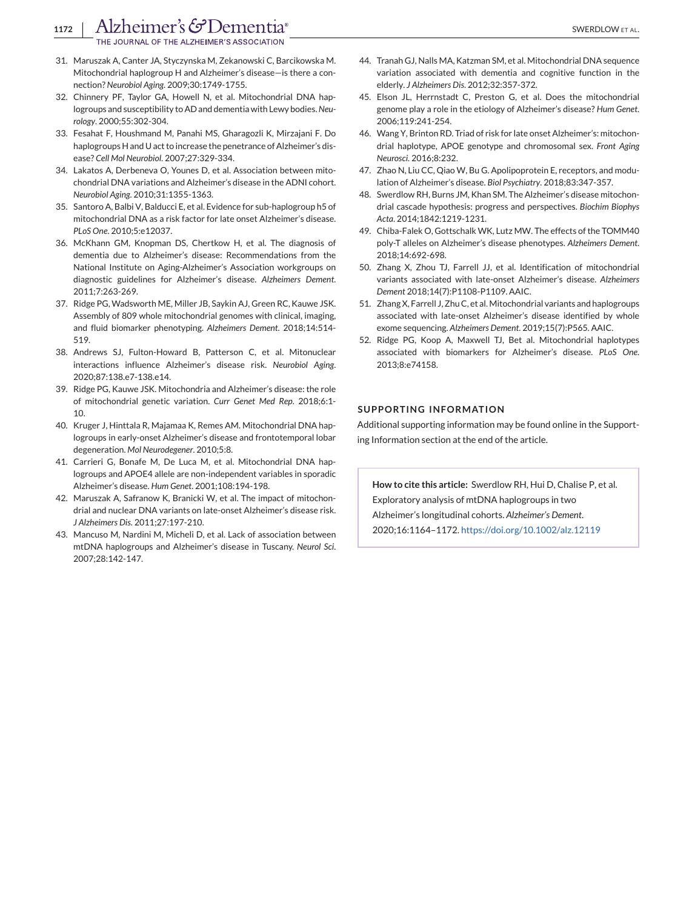31. Maruszak A, Canter JA, Styczynska M, Zekanowski C, Barcikowska M. Mitochondrial haplogroup H and Alzheimer's disease—is there a connection? *Neurobiol Aging*. 2009;30:1749-1755.
32. Chinnery PF, Taylor GA, Howell N, et al. Mitochondrial DNA haplogroups and susceptibility to AD and dementia with Lewy bodies. *Neurology*. 2000;55:302-304.
33. Fesahat F, Houshmand M, Panahi MS, Gharagozli K, Mirzajani F. Do haplogroups H and U act to increase the penetrance of Alzheimer's disease? *Cell Mol Neurobiol*. 2007;27:329-334.
34. Lakatos A, Derbeneva O, Younes D, et al. Association between mitochondrial DNA variations and Alzheimer's disease in the ADNI cohort. *Neurobiol Aging*. 2010;31:1355-1363.
35. Santoro A, Balbi V, Balducci E, et al. Evidence for sub-haplogroup h5 of mitochondrial DNA as a risk factor for late onset Alzheimer's disease. *PLoS One*. 2010;5:e12037.
36. McKhann GM, Knopman DS, Chertkow H, et al. The diagnosis of dementia due to Alzheimer's disease: Recommendations from the National Institute on Aging-Alzheimer's Association workgroups on diagnostic guidelines for Alzheimer's disease. *Alzheimers Dement*. 2011;7:263-269.
37. Ridge PG, Wadsworth ME, Miller JB, Saykin AJ, Green RC, Kauwe JSK. Assembly of 809 whole mitochondrial genomes with clinical, imaging, and fluid biomarker phenotyping. *Alzheimers Dement*. 2018;14:514-519.
38. Andrews SJ, Fulton-Howard B, Patterson C, et al. Mitonuclear interactions influence Alzheimer's disease risk. *Neurobiol Aging*. 2020;87:138.e7-138.e14.
39. Ridge PG, Kauwe JSK. Mitochondria and Alzheimer's disease: the role of mitochondrial genetic variation. *Curr Genet Med Rep*. 2018;6:1-10.
40. Kruger J, Hinttala R, Majamaa K, Remes AM. Mitochondrial DNA haplogroups in early-onset Alzheimer's disease and frontotemporal lobar degeneration. *Mol Neurodegener*. 2010;5:8.
41. Carrieri G, Bonafe M, De Luca M, et al. Mitochondrial DNA haplogroups and APOE4 allele are non-independent variables in sporadic Alzheimer's disease. *Hum Genet*. 2001;108:194-198.
42. Maruszak A, Safranow K, Branicki W, et al. The impact of mitochondrial and nuclear DNA variants on late-onset Alzheimer's disease risk. *J Alzheimers Dis*. 2011;27:197-210.
43. Mancuso M, Nardini M, Micheli D, et al. Lack of association between mtDNA haplogroups and Alzheimer's disease in Tuscany. *Neurol Sci*. 2007;28:142-147.
44. Tranah GJ, Nalls MA, Katzman SM, et al. Mitochondrial DNA sequence variation associated with dementia and cognitive function in the elderly. *J Alzheimers Dis*. 2012;32:357-372.
45. Elson JL, Herrnstadt C, Preston G, et al. Does the mitochondrial genome play a role in the etiology of Alzheimer's disease? *Hum Genet*. 2006;119:241-254.
46. Wang Y, Brinton RD. Triad of risk for late onset Alzheimer's: mitochondrial haplotype, APOE genotype and chromosomal sex. *Front Aging Neurosci*. 2016;8:232.
47. Zhao N, Liu CC, Qiao W, Bu G. Apolipoprotein E, receptors, and modulation of Alzheimer's disease. *Biol Psychiatry*. 2018;83:347-357.
48. Swerdlow RH, Burns JM, Khan SM. The Alzheimer's disease mitochondrial cascade hypothesis: progress and perspectives. *Biochim Biophys Acta*. 2014;1842:1219-1231.
49. Chiba-Falek O, Gottschalk WK, Lutz MW. The effects of the TOMM40 poly-T alleles on Alzheimer's disease phenotypes. *Alzheimers Dement*. 2018;14:692-698.
50. Zhang X, Zhou TJ, Farrell JJ, et al. Identification of mitochondrial variants associated with late-onset Alzheimer's disease. *Alzheimers Dement* 2018;14(7):P1108-P1109. AAIC.
51. Zhang X, Farrell J, Zhu C, et al. Mitochondrial variants and haplogroups associated with late-onset Alzheimer's disease identified by whole exome sequencing. *Alzheimers Dement*. 2019;15(7):P565. AAIC.
52. Ridge PG, Koop A, Maxwell TJ, Bet al. Mitochondrial haplotypes associated with biomarkers for Alzheimer's disease. *PLoS One*. 2013;8:e74158.

## SUPPORTING INFORMATION

Additional supporting information may be found online in the Supporting Information section at the end of the article.

**How to cite this article:** Swerdlow RH, Hui D, Chalise P, et al. Exploratory analysis of mtDNA haplogroups in two Alzheimer's longitudinal cohorts. *Alzheimer's Dement*. 2020;16:1164–1172. https://doi.org/10.1002/alz.12119